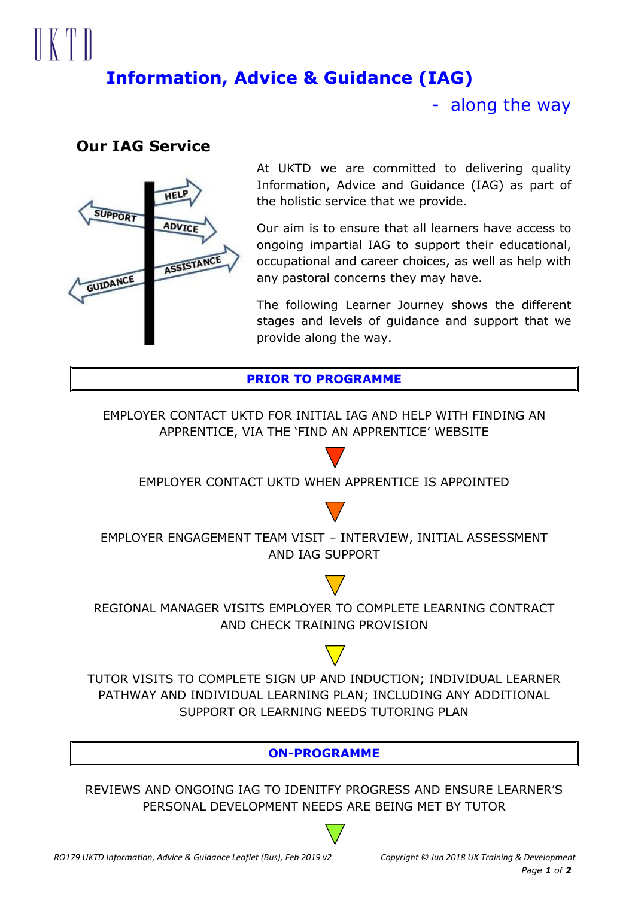UKTD

# Information, Advice & Guidance (IAG)

- along the way

## Our IAG Service

At UKTD we are committed to delivering quality Information, Advice and Guidance (IAG) as part of the holistic service that we provide.

Our aim is to ensure that all learners have access to ongoing impartial IAG to support their educational, occupational and career choices, as well as help with any pastoral concerns they may have.

The following Learner Journey shows the different stages and levels of guidance and support that we provide along the way.

### PRIOR TO PROGRAMME

EMPLOYER CONTACT UKTD FOR INITIAL IAG AND HELP WITH FINDING AN APPRENTICE, VIA THE 'FIND AN APPRENTICE' WEBSITE

▼

EMPLOYER CONTACT UKTD WHEN APPRENTICE IS APPOINTED

▼

EMPLOYER ENGAGEMENT TEAM VISIT – INTERVIEW, INITIAL ASSESSMENT AND IAG SUPPORT

▼

REGIONAL MANAGER VISITS EMPLOYER TO COMPLETE LEARNING CONTRACT AND CHECK TRAINING PROVISION

▼

TUTOR VISITS TO COMPLETE SIGN UP AND INDUCTION; INDIVIDUAL LEARNER PATHWAY AND INDIVIDUAL LEARNING PLAN; INCLUDING ANY ADDITIONAL SUPPORT OR LEARNING NEEDS TUTORING PLAN

### ON-PROGRAMME

REVIEWS AND ONGOING IAG TO IDENITFY PROGRESS AND ENSURE LEARNER'S PERSONAL DEVELOPMENT NEEDS ARE BEING MET BY TUTOR

▼

*RO179 UKTD Information, Advice & Guidance Leaflet (Bus), Feb 2019 v2* *Copyright © Jun 2018 UK Training & Development*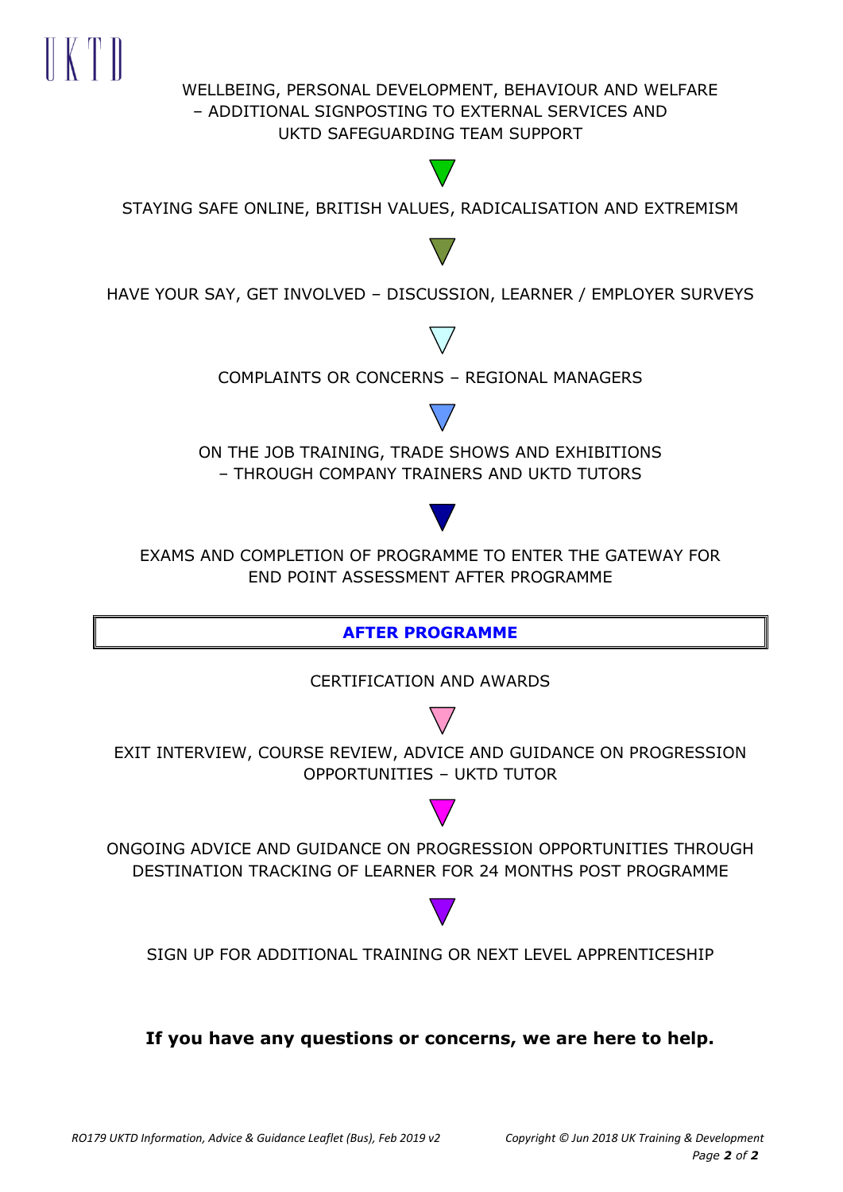WELLBEING, PERSONAL DEVELOPMENT, BEHAVIOUR AND WELFARE – ADDITIONAL SIGNPOSTING TO EXTERNAL SERVICES AND UKTD SAFEGUARDING TEAM SUPPORT

▼

STAYING SAFE ONLINE, BRITISH VALUES, RADICALISATION AND EXTREMISM

▼

HAVE YOUR SAY, GET INVOLVED – DISCUSSION, LEARNER / EMPLOYER SURVEYS

▼

COMPLAINTS OR CONCERNS – REGIONAL MANAGERS

▼

ON THE JOB TRAINING, TRADE SHOWS AND EXHIBITIONS – THROUGH COMPANY TRAINERS AND UKTD TUTORS

▼

EXAMS AND COMPLETION OF PROGRAMME TO ENTER THE GATEWAY FOR END POINT ASSESSMENT AFTER PROGRAMME

## AFTER PROGRAMME

CERTIFICATION AND AWARDS

▼

EXIT INTERVIEW, COURSE REVIEW, ADVICE AND GUIDANCE ON PROGRESSION OPPORTUNITIES – UKTD TUTOR

▼

ONGOING ADVICE AND GUIDANCE ON PROGRESSION OPPORTUNITIES THROUGH DESTINATION TRACKING OF LEARNER FOR 24 MONTHS POST PROGRAMME

▼

SIGN UP FOR ADDITIONAL TRAINING OR NEXT LEVEL APPRENTICESHIP

**If you have any questions or concerns, we are here to help.**